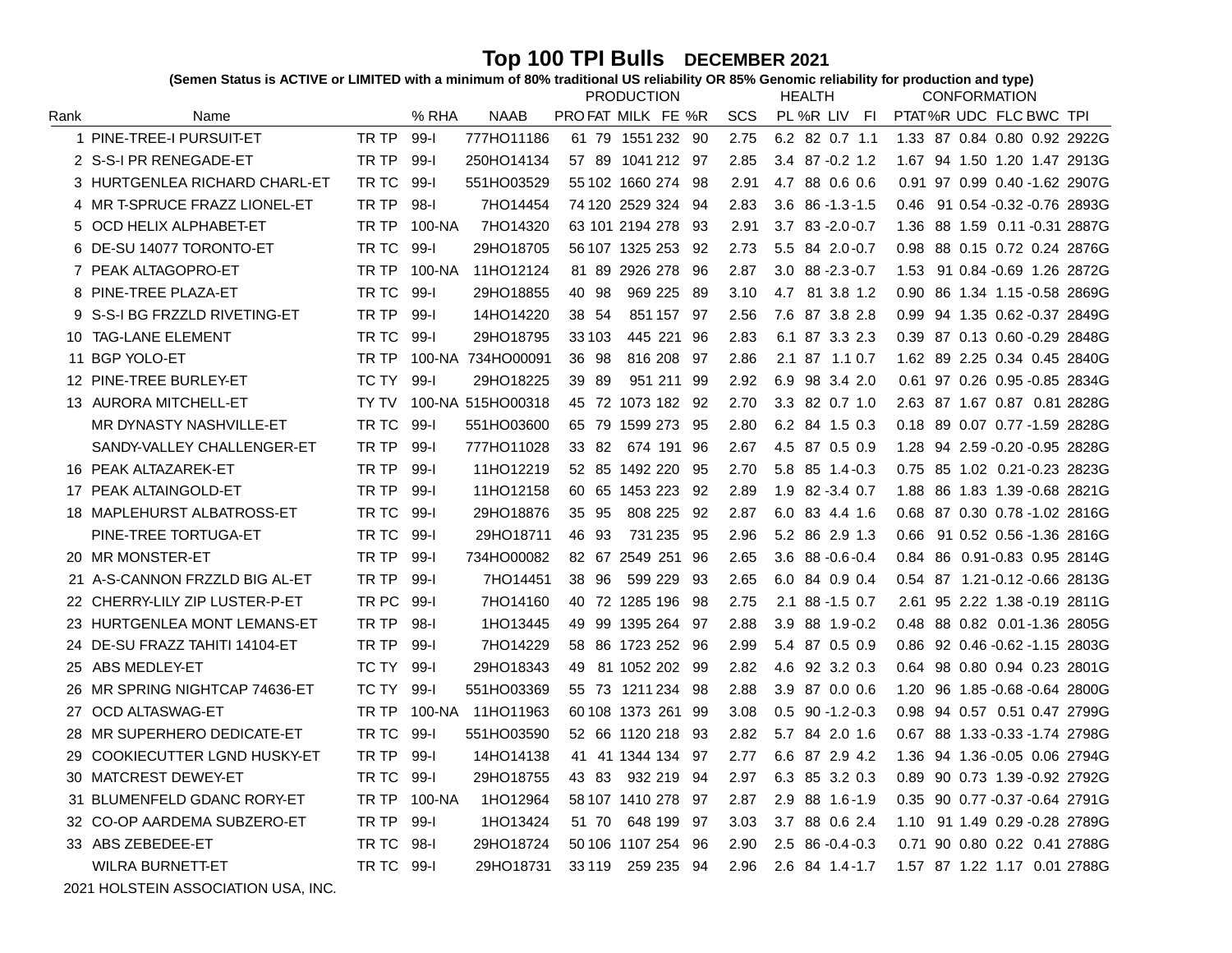# Top 100 TPI Bulls DECEMBER 2021

**(Semen Status is ACTIVE or LIMITED with a minimum of 80% traditional US reliability OR 85% Genomic reliability for production and type)**

| Rank | Name | | % RHA | NAAB | PRODUCTION PRO | FAT | MILK | FE | %R | SCS | HEALTH PL | %R | LIV | FI | CONFORMATION PTAT | %R | UDC | FLC | BWC | TPI |
|---|---|---|---|---|---|---|---|---|---|---|---|---|---|---|---|---|---|---|---|---|
| 1 | PINE-TREE-I PURSUIT-ET | TR TP | 99-I | 777HO11186 | 61 | 79 | 1551 | 232 | 90 | 2.75 | 6.2 | 82 | 0.7 | 1.1 | 1.33 | 87 | 0.84 | 0.80 | 0.92 | 2922G |
| 2 | S-S-I PR RENEGADE-ET | TR TP | 99-I | 250HO14134 | 57 | 89 | 1041 | 212 | 97 | 2.85 | 3.4 | 87 | -0.2 | 1.2 | 1.67 | 94 | 1.50 | 1.20 | 1.47 | 2913G |
| 3 | HURTGENLEA RICHARD CHARL-ET | TR TC | 99-I | 551HO03529 | 55 | 102 | 1660 | 274 | 98 | 2.91 | 4.7 | 88 | 0.6 | 0.6 | 0.91 | 97 | 0.99 | 0.40 | -1.62 | 2907G |
| 4 | MR T-SPRUCE FRAZZ LIONEL-ET | TR TP | 98-I | 7HO14454 | 74 | 120 | 2529 | 324 | 94 | 2.83 | 3.6 | 86 | -1.3 | -1.5 | 0.46 | 91 | 0.54 | -0.32 | -0.76 | 2893G |
| 5 | OCD HELIX ALPHABET-ET | TR TP | 100-NA | 7HO14320 | 63 | 101 | 2194 | 278 | 93 | 2.91 | 3.7 | 83 | -2.0 | -0.7 | 1.36 | 88 | 1.59 | 0.11 | -0.31 | 2887G |
| 6 | DE-SU 14077 TORONTO-ET | TR TC | 99-I | 29HO18705 | 56 | 107 | 1325 | 253 | 92 | 2.73 | 5.5 | 84 | 2.0 | -0.7 | 0.98 | 88 | 0.15 | 0.72 | 0.24 | 2876G |
| 7 | PEAK ALTAGOPRO-ET | TR TP | 100-NA | 11HO12124 | 81 | 89 | 2926 | 278 | 96 | 2.87 | 3.0 | 88 | -2.3 | -0.7 | 1.53 | 91 | 0.84 | -0.69 | 1.26 | 2872G |
| 8 | PINE-TREE PLAZA-ET | TR TC | 99-I | 29HO18855 | 40 | 98 | 969 | 225 | 89 | 3.10 | 4.7 | 81 | 3.8 | 1.2 | 0.90 | 86 | 1.34 | 1.15 | -0.58 | 2869G |
| 9 | S-S-I BG FRZZLD RIVETING-ET | TR TP | 99-I | 14HO14220 | 38 | 54 | 851 | 157 | 97 | 2.56 | 7.6 | 87 | 3.8 | 2.8 | 0.99 | 94 | 1.35 | 0.62 | -0.37 | 2849G |
| 10 | TAG-LANE ELEMENT | TR TC | 99-I | 29HO18795 | 33 | 103 | 445 | 221 | 96 | 2.83 | 6.1 | 87 | 3.3 | 2.3 | 0.39 | 87 | 0.13 | 0.60 | -0.29 | 2848G |
| 11 | BGP YOLO-ET | TR TP | 100-NA | 734HO00091 | 36 | 98 | 816 | 208 | 97 | 2.86 | 2.1 | 87 | 1.1 | 0.7 | 1.62 | 89 | 2.25 | 0.34 | 0.45 | 2840G |
| 12 | PINE-TREE BURLEY-ET | TC TY | 99-I | 29HO18225 | 39 | 89 | 951 | 211 | 99 | 2.92 | 6.9 | 98 | 3.4 | 2.0 | 0.61 | 97 | 0.26 | 0.95 | -0.85 | 2834G |
| 13 | AURORA MITCHELL-ET | TY TV | 100-NA | 515HO00318 | 45 | 72 | 1073 | 182 | 92 | 2.70 | 3.3 | 82 | 0.7 | 1.0 | 2.63 | 87 | 1.67 | 0.87 | 0.81 | 2828G |
| | MR DYNASTY NASHVILLE-ET | TR TC | 99-I | 551HO03600 | 65 | 79 | 1599 | 273 | 95 | 2.80 | 6.2 | 84 | 1.5 | 0.3 | 0.18 | 89 | 0.07 | 0.77 | -1.59 | 2828G |
| | SANDY-VALLEY CHALLENGER-ET | TR TP | 99-I | 777HO11028 | 33 | 82 | 674 | 191 | 96 | 2.67 | 4.5 | 87 | 0.5 | 0.9 | 1.28 | 94 | 2.59 | -0.20 | -0.95 | 2828G |
| 16 | PEAK ALTAZAREK-ET | TR TP | 99-I | 11HO12219 | 52 | 85 | 1492 | 220 | 95 | 2.70 | 5.8 | 85 | 1.4 | -0.3 | 0.75 | 85 | 1.02 | 0.21 | -0.23 | 2823G |
| 17 | PEAK ALTAINGOLD-ET | TR TP | 99-I | 11HO12158 | 60 | 65 | 1453 | 223 | 92 | 2.89 | 1.9 | 82 | -3.4 | 0.7 | 1.88 | 86 | 1.83 | 1.39 | -0.68 | 2821G |
| 18 | MAPLEHURST ALBATROSS-ET | TR TC | 99-I | 29HO18876 | 35 | 95 | 808 | 225 | 92 | 2.87 | 6.0 | 83 | 4.4 | 1.6 | 0.68 | 87 | 0.30 | 0.78 | -1.02 | 2816G |
| | PINE-TREE TORTUGA-ET | TR TC | 99-I | 29HO18711 | 46 | 93 | 731 | 235 | 95 | 2.96 | 5.2 | 86 | 2.9 | 1.3 | 0.66 | 91 | 0.52 | 0.56 | -1.36 | 2816G |
| 20 | MR MONSTER-ET | TR TP | 99-I | 734HO00082 | 82 | 67 | 2549 | 251 | 96 | 2.65 | 3.6 | 88 | -0.6 | -0.4 | 0.84 | 86 | 0.91 | -0.83 | 0.95 | 2814G |
| 21 | A-S-CANNON FRZZLD BIG AL-ET | TR TP | 99-I | 7HO14451 | 38 | 96 | 599 | 229 | 93 | 2.65 | 6.0 | 84 | 0.9 | 0.4 | 0.54 | 87 | 1.21 | -0.12 | -0.66 | 2813G |
| 22 | CHERRY-LILY ZIP LUSTER-P-ET | TR PC | 99-I | 7HO14160 | 40 | 72 | 1285 | 196 | 98 | 2.75 | 2.1 | 88 | -1.5 | 0.7 | 2.61 | 95 | 2.22 | 1.38 | -0.19 | 2811G |
| 23 | HURTGENLEA MONT LEMANS-ET | TR TP | 98-I | 1HO13445 | 49 | 99 | 1395 | 264 | 97 | 2.88 | 3.9 | 88 | 1.9 | -0.2 | 0.48 | 88 | 0.82 | 0.01 | -1.36 | 2805G |
| 24 | DE-SU FRAZZ TAHITI 14104-ET | TR TP | 99-I | 7HO14229 | 58 | 86 | 1723 | 252 | 96 | 2.99 | 5.4 | 87 | 0.5 | 0.9 | 0.86 | 92 | 0.46 | -0.62 | -1.15 | 2803G |
| 25 | ABS MEDLEY-ET | TC TY | 99-I | 29HO18343 | 49 | 81 | 1052 | 202 | 99 | 2.82 | 4.6 | 92 | 3.2 | 0.3 | 0.64 | 98 | 0.80 | 0.94 | 0.23 | 2801G |
| 26 | MR SPRING NIGHTCAP 74636-ET | TC TY | 99-I | 551HO03369 | 55 | 73 | 1211 | 234 | 98 | 2.88 | 3.9 | 87 | 0.0 | 0.6 | 1.20 | 96 | 1.85 | -0.68 | -0.64 | 2800G |
| 27 | OCD ALTASWAG-ET | TR TP | 100-NA | 11HO11963 | 60 | 108 | 1373 | 261 | 99 | 3.08 | 0.5 | 90 | -1.2 | -0.3 | 0.98 | 94 | 0.57 | 0.51 | 0.47 | 2799G |
| 28 | MR SUPERHERO DEDICATE-ET | TR TC | 99-I | 551HO03590 | 52 | 66 | 1120 | 218 | 93 | 2.82 | 5.7 | 84 | 2.0 | 1.6 | 0.67 | 88 | 1.33 | -0.33 | -1.74 | 2798G |
| 29 | COOKIECUTTER LGND HUSKY-ET | TR TP | 99-I | 14HO14138 | 41 | 41 | 1344 | 134 | 97 | 2.77 | 6.6 | 87 | 2.9 | 4.2 | 1.36 | 94 | 1.36 | -0.05 | 0.06 | 2794G |
| 30 | MATCREST DEWEY-ET | TR TC | 99-I | 29HO18755 | 43 | 83 | 932 | 219 | 94 | 2.97 | 6.3 | 85 | 3.2 | 0.3 | 0.89 | 90 | 0.73 | 1.39 | -0.92 | 2792G |
| 31 | BLUMENFELD GDANC RORY-ET | TR TP | 100-NA | 1HO12964 | 58 | 107 | 1410 | 278 | 97 | 2.87 | 2.9 | 88 | 1.6 | -1.9 | 0.35 | 90 | 0.77 | -0.37 | -0.64 | 2791G |
| 32 | CO-OP AARDEMA SUBZERO-ET | TR TP | 99-I | 1HO13424 | 51 | 70 | 648 | 199 | 97 | 3.03 | 3.7 | 88 | 0.6 | 2.4 | 1.10 | 91 | 1.49 | 0.29 | -0.28 | 2789G |
| 33 | ABS ZEBEDEE-ET | TR TC | 98-I | 29HO18724 | 50 | 106 | 1107 | 254 | 96 | 2.90 | 2.5 | 86 | -0.4 | -0.3 | 0.71 | 90 | 0.80 | 0.22 | 0.41 | 2788G |
| | WILRA BURNETT-ET | TR TC | 99-I | 29HO18731 | 33 | 119 | 259 | 235 | 94 | 2.96 | 2.6 | 84 | 1.4 | -1.7 | 1.57 | 87 | 1.22 | 1.17 | 0.01 | 2788G |

2021 HOLSTEIN ASSOCIATION USA, INC.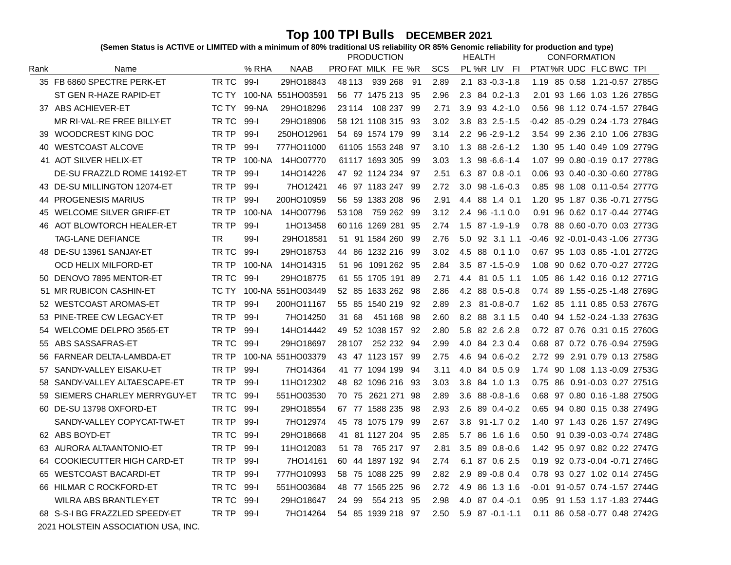# Top 100 TPI Bulls DECEMBER 2021

**(Semen Status is ACTIVE or LIMITED with a minimum of 80% traditional US reliability OR 85% Genomic reliability for production and type)**

| Rank | Name | | % RHA | NAAB | PRODUCTION | | | | | HEALTH | | | | | CONFORMATION | | | | | |
|---|---|---|---|---|---|---|---|---|---|---|---|---|---|---|---|---|---|---|---|---|
| | | | | | PRO | FAT | MILK | FE | %R | SCS | PL | %R | LIV | FI | PTAT | %R | UDC | FLC | BWC | TPI |
| 35 | FB 6860 SPECTRE PERK-ET | TR TC | 99-I | 29HO18843 | 48 | 113 | 939 | 268 | 91 | 2.89 | 2.1 | 83 | -0.3 | -1.8 | 1.19 | 85 | 0.58 | 1.21 | -0.57 | 2785G |
| | ST GEN R-HAZE RAPID-ET | TC TY | 100-NA | 551HO03591 | 56 | 77 | 1475 | 213 | 95 | 2.96 | 2.3 | 84 | 0.2 | -1.3 | 2.01 | 93 | 1.66 | 1.03 | 1.26 | 2785G |
| 37 | ABS ACHIEVER-ET | TC TY | 99-NA | 29HO18296 | 23 | 114 | 108 | 237 | 99 | 2.71 | 3.9 | 93 | 4.2 | -1.0 | 0.56 | 98 | 1.12 | 0.74 | -1.57 | 2784G |
| | MR RI-VAL-RE FREE BILLY-ET | TR TC | 99-I | 29HO18906 | 58 | 121 | 1108 | 315 | 93 | 3.02 | 3.8 | 83 | 2.5 | -1.5 | -0.42 | 85 | -0.29 | 0.24 | -1.73 | 2784G |
| 39 | WOODCREST KING DOC | TR TP | 99-I | 250HO12961 | 54 | 69 | 1574 | 179 | 99 | 3.14 | 2.2 | 96 | -2.9 | -1.2 | 3.54 | 99 | 2.36 | 2.10 | 1.06 | 2783G |
| 40 | WESTCOAST ALCOVE | TR TP | 99-I | 777HO11000 | 61 | 105 | 1553 | 248 | 97 | 3.10 | 1.3 | 88 | -2.6 | -1.2 | 1.30 | 95 | 1.40 | 0.49 | 1.09 | 2779G |
| 41 | AOT SILVER HELIX-ET | TR TP | 100-NA | 14HO07770 | 61 | 117 | 1693 | 305 | 99 | 3.03 | 1.3 | 98 | -6.6 | -1.4 | 1.07 | 99 | 0.80 | -0.19 | 0.17 | 2778G |
| | DE-SU FRAZZLD ROME 14192-ET | TR TP | 99-I | 14HO14226 | 47 | 92 | 1124 | 234 | 97 | 2.51 | 6.3 | 87 | 0.8 | -0.1 | 0.06 | 93 | 0.40 | -0.30 | -0.60 | 2778G |
| 43 | DE-SU MILLINGTON 12074-ET | TR TP | 99-I | 7HO12421 | 46 | 97 | 1183 | 247 | 99 | 2.72 | 3.0 | 98 | -1.6 | -0.3 | 0.85 | 98 | 1.08 | 0.11 | -0.54 | 2777G |
| 44 | PROGENESIS MARIUS | TR TP | 99-I | 200HO10959 | 56 | 59 | 1383 | 208 | 96 | 2.91 | 4.4 | 88 | 1.4 | 0.1 | 1.20 | 95 | 1.87 | 0.36 | -0.71 | 2775G |
| 45 | WELCOME SILVER GRIFF-ET | TR TP | 100-NA | 14HO07796 | 53 | 108 | 759 | 262 | 99 | 3.12 | 2.4 | 96 | -1.1 | 0.0 | 0.91 | 96 | 0.62 | 0.17 | -0.44 | 2774G |
| 46 | AOT BLOWTORCH HEALER-ET | TR TP | 99-I | 1HO13458 | 60 | 116 | 1269 | 281 | 95 | 2.74 | 1.5 | 87 | -1.9 | -1.9 | 0.78 | 88 | 0.60 | -0.70 | 0.03 | 2773G |
| | TAG-LANE DEFIANCE | TR | 99-I | 29HO18581 | 51 | 91 | 1584 | 260 | 99 | 2.76 | 5.0 | 92 | 3.1 | 1.1 | -0.46 | 92 | -0.01 | -0.43 | -1.06 | 2773G |
| 48 | DE-SU 13961 SANJAY-ET | TR TC | 99-I | 29HO18753 | 44 | 86 | 1232 | 216 | 99 | 3.02 | 4.5 | 88 | 0.1 | 1.0 | 0.67 | 95 | 1.03 | 0.85 | -1.01 | 2772G |
| | OCD HELIX MILFORD-ET | TR TP | 100-NA | 14HO14315 | 51 | 96 | 1091 | 262 | 95 | 2.84 | 3.5 | 87 | -1.5 | -0.9 | 1.08 | 90 | 0.62 | 0.70 | -0.27 | 2772G |
| 50 | DENOVO 7895 MENTOR-ET | TR TC | 99-I | 29HO18775 | 61 | 55 | 1705 | 191 | 89 | 2.71 | 4.4 | 81 | 0.5 | 1.1 | 1.05 | 86 | 1.42 | 0.16 | 0.12 | 2771G |
| 51 | MR RUBICON CASHIN-ET | TC TY | 100-NA | 551HO03449 | 52 | 85 | 1633 | 262 | 98 | 2.86 | 4.2 | 88 | 0.5 | -0.8 | 0.74 | 89 | 1.55 | -0.25 | -1.48 | 2769G |
| 52 | WESTCOAST AROMAS-ET | TR TP | 99-I | 200HO11167 | 55 | 85 | 1540 | 219 | 92 | 2.89 | 2.3 | 81 | -0.8 | -0.7 | 1.62 | 85 | 1.11 | 0.85 | 0.53 | 2767G |
| 53 | PINE-TREE CW LEGACY-ET | TR TP | 99-I | 7HO14250 | 31 | 68 | 451 | 168 | 98 | 2.60 | 8.2 | 88 | 3.1 | 1.5 | 0.40 | 94 | 1.52 | -0.24 | -1.33 | 2763G |
| 54 | WELCOME DELPRO 3565-ET | TR TP | 99-I | 14HO14442 | 49 | 52 | 1038 | 157 | 92 | 2.80 | 5.8 | 82 | 2.6 | 2.8 | 0.72 | 87 | 0.76 | 0.31 | 0.15 | 2760G |
| 55 | ABS SASSAFRAS-ET | TR TC | 99-I | 29HO18697 | 28 | 107 | 252 | 232 | 94 | 2.99 | 4.0 | 84 | 2.3 | 0.4 | 0.68 | 87 | 0.72 | 0.76 | -0.94 | 2759G |
| 56 | FARNEAR DELTA-LAMBDA-ET | TR TP | 100-NA | 551HO03379 | 43 | 47 | 1123 | 157 | 99 | 2.75 | 4.6 | 94 | 0.6 | -0.2 | 2.72 | 99 | 2.91 | 0.79 | 0.13 | 2758G |
| 57 | SANDY-VALLEY EISAKU-ET | TR TP | 99-I | 7HO14364 | 41 | 77 | 1094 | 199 | 94 | 3.11 | 4.0 | 84 | 0.5 | 0.9 | 1.74 | 90 | 1.08 | 1.13 | -0.09 | 2753G |
| 58 | SANDY-VALLEY ALTAESCAPE-ET | TR TP | 99-I | 11HO12302 | 48 | 82 | 1096 | 216 | 93 | 3.03 | 3.8 | 84 | 1.0 | 1.3 | 0.75 | 86 | 0.91 | -0.03 | 0.27 | 2751G |
| 59 | SIEMERS CHARLEY MERRYGUY-ET | TR TC | 99-I | 551HO03530 | 70 | 75 | 2621 | 271 | 98 | 2.89 | 3.6 | 88 | -0.8 | -1.6 | 0.68 | 97 | 0.80 | 0.16 | -1.88 | 2750G |
| 60 | DE-SU 13798 OXFORD-ET | TR TC | 99-I | 29HO18554 | 67 | 77 | 1588 | 235 | 98 | 2.93 | 2.6 | 89 | 0.4 | -0.2 | 0.65 | 94 | 0.80 | 0.15 | 0.38 | 2749G |
| | SANDY-VALLEY COPYCAT-TW-ET | TR TP | 99-I | 7HO12974 | 45 | 78 | 1075 | 179 | 99 | 2.67 | 3.8 | 91 | -1.7 | 0.2 | 1.40 | 97 | 1.43 | 0.26 | 1.57 | 2749G |
| 62 | ABS BOYD-ET | TR TC | 99-I | 29HO18668 | 41 | 81 | 1127 | 204 | 95 | 2.85 | 5.7 | 86 | 1.6 | 1.6 | 0.50 | 91 | 0.39 | -0.03 | -0.74 | 2748G |
| 63 | AURORA ALTAANTONIO-ET | TR TP | 99-I | 11HO12083 | 51 | 78 | 765 | 217 | 97 | 2.81 | 3.5 | 89 | 0.8 | -0.6 | 1.42 | 95 | 0.97 | 0.82 | 0.22 | 2747G |
| 64 | COOKIECUTTER HIGH CARD-ET | TR TP | 99-I | 7HO14161 | 60 | 44 | 1897 | 192 | 94 | 2.74 | 6.1 | 87 | 0.6 | 2.5 | 0.19 | 92 | 0.73 | -0.04 | -0.71 | 2746G |
| 65 | WESTCOAST BACARDI-ET | TR TP | 99-I | 777HO10993 | 58 | 75 | 1088 | 225 | 99 | 2.82 | 2.9 | 89 | -0.8 | 0.4 | 0.78 | 93 | 0.27 | 1.02 | 0.14 | 2745G |
| 66 | HILMAR C ROCKFORD-ET | TR TC | 99-I | 551HO03684 | 48 | 77 | 1565 | 225 | 96 | 2.72 | 4.9 | 86 | 1.3 | 1.6 | -0.01 | 91 | -0.57 | 0.74 | -1.57 | 2744G |
| | WILRA ABS BRANTLEY-ET | TR TC | 99-I | 29HO18647 | 24 | 99 | 554 | 213 | 95 | 2.98 | 4.0 | 87 | 0.4 | -0.1 | 0.95 | 91 | 1.53 | 1.17 | -1.83 | 2744G |
| 68 | S-S-I BG FRAZZLED SPEEDY-ET | TR TP | 99-I | 7HO14264 | 54 | 85 | 1939 | 218 | 97 | 2.50 | 5.9 | 87 | -0.1 | -1.1 | 0.11 | 86 | 0.58 | -0.77 | 0.48 | 2742G |

2021 HOLSTEIN ASSOCIATION USA, INC.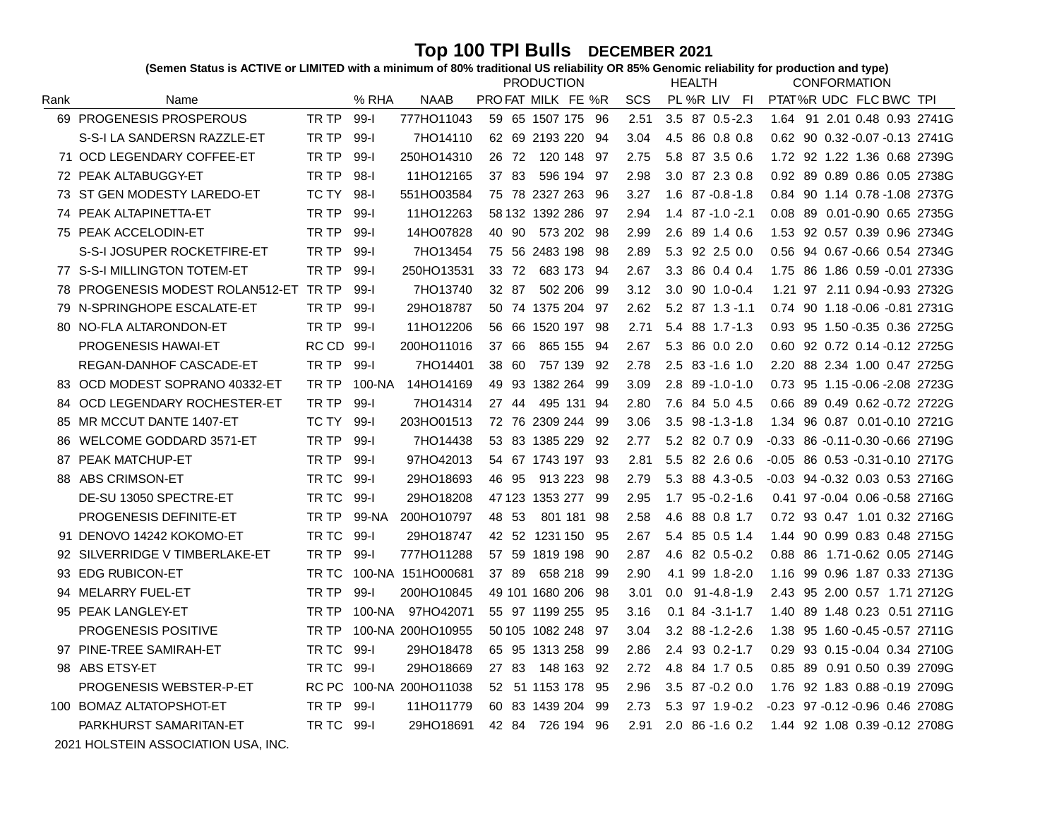# Top 100 TPI Bulls DECEMBER 2021

**(Semen Status is ACTIVE or LIMITED with a minimum of 80% traditional US reliability OR 85% Genomic reliability for production and type)**

| | | | | | PRODUCTION | | | | | | HEALTH | | | | CONFORMATION | | | | | |
|---|---|---|---|---|---|---|---|---|---|---|---|---|---|---|---|---|---|---|---|---|
| Rank | Name | | % RHA | NAAB | PRO | FAT | MILK | FE | %R | SCS | PL | %R | LIV | FI | PTAT | %R | UDC | FLC | BWC | TPI |
| 69 | PROGENESIS PROSPEROUS | TR TP | 99-I | 777HO11043 | 59 | 65 | 1507 | 175 | 96 | 2.51 | 3.5 | 87 | 0.5 | -2.3 | 1.64 | 91 | 2.01 | 0.48 | 0.93 | 2741G |
| | S-S-I LA SANDERSN RAZZLE-ET | TR TP | 99-I | 7HO14110 | 62 | 69 | 2193 | 220 | 94 | 3.04 | 4.5 | 86 | 0.8 | 0.8 | 0.62 | 90 | 0.32 | -0.07 | -0.13 | 2741G |
| 71 | OCD LEGENDARY COFFEE-ET | TR TP | 99-I | 250HO14310 | 26 | 72 | 120 | 148 | 97 | 2.75 | 5.8 | 87 | 3.5 | 0.6 | 1.72 | 92 | 1.22 | 1.36 | 0.68 | 2739G |
| 72 | PEAK ALTABUGGY-ET | TR TP | 98-I | 11HO12165 | 37 | 83 | 596 | 194 | 97 | 2.98 | 3.0 | 87 | 2.3 | 0.8 | 0.92 | 89 | 0.89 | 0.86 | 0.05 | 2738G |
| 73 | ST GEN MODESTY LAREDO-ET | TC TY | 98-I | 551HO03584 | 75 | 78 | 2327 | 263 | 96 | 3.27 | 1.6 | 87 | -0.8 | -1.8 | 0.84 | 90 | 1.14 | 0.78 | -1.08 | 2737G |
| 74 | PEAK ALTAPINETTA-ET | TR TP | 99-I | 11HO12263 | 58 | 132 | 1392 | 286 | 97 | 2.94 | 1.4 | 87 | -1.0 | -2.1 | 0.08 | 89 | 0.01 | -0.90 | 0.65 | 2735G |
| 75 | PEAK ACCELODIN-ET | TR TP | 99-I | 14HO07828 | 40 | 90 | 573 | 202 | 98 | 2.99 | 2.6 | 89 | 1.4 | 0.6 | 1.53 | 92 | 0.57 | 0.39 | 0.96 | 2734G |
| | S-S-I JOSUPER ROCKETFIRE-ET | TR TP | 99-I | 7HO13454 | 75 | 56 | 2483 | 198 | 98 | 2.89 | 5.3 | 92 | 2.5 | 0.0 | 0.56 | 94 | 0.67 | -0.66 | 0.54 | 2734G |
| 77 | S-S-I MILLINGTON TOTEM-ET | TR TP | 99-I | 250HO13531 | 33 | 72 | 683 | 173 | 94 | 2.67 | 3.3 | 86 | 0.4 | 0.4 | 1.75 | 86 | 1.86 | 0.59 | -0.01 | 2733G |
| 78 | PROGENESIS MODEST ROLAN512-ET | TR TP | 99-I | 7HO13740 | 32 | 87 | 502 | 206 | 99 | 3.12 | 3.0 | 90 | 1.0 | -0.4 | 1.21 | 97 | 2.11 | 0.94 | -0.93 | 2732G |
| 79 | N-SPRINGHOPE ESCALATE-ET | TR TP | 99-I | 29HO18787 | 50 | 74 | 1375 | 204 | 97 | 2.62 | 5.2 | 87 | 1.3 | -1.1 | 0.74 | 90 | 1.18 | -0.06 | -0.81 | 2731G |
| 80 | NO-FLA ALTARONDON-ET | TR TP | 99-I | 11HO12206 | 56 | 66 | 1520 | 197 | 98 | 2.71 | 5.4 | 88 | 1.7 | -1.3 | 0.93 | 95 | 1.50 | -0.35 | 0.36 | 2725G |
| | PROGENESIS HAWAI-ET | RC CD | 99-I | 200HO11016 | 37 | 66 | 865 | 155 | 94 | 2.67 | 5.3 | 86 | 0.0 | 2.0 | 0.60 | 92 | 0.72 | 0.14 | -0.12 | 2725G |
| | REGAN-DANHOF CASCADE-ET | TR TP | 99-I | 7HO14401 | 38 | 60 | 757 | 139 | 92 | 2.78 | 2.5 | 83 | -1.6 | 1.0 | 2.20 | 88 | 2.34 | 1.00 | 0.47 | 2725G |
| 83 | OCD MODEST SOPRANO 40332-ET | TR TP | 100-NA | 14HO14169 | 49 | 93 | 1382 | 264 | 99 | 3.09 | 2.8 | 89 | -1.0 | -1.0 | 0.73 | 95 | 1.15 | -0.06 | -2.08 | 2723G |
| 84 | OCD LEGENDARY ROCHESTER-ET | TR TP | 99-I | 7HO14314 | 27 | 44 | 495 | 131 | 94 | 2.80 | 7.6 | 84 | 5.0 | 4.5 | 0.66 | 89 | 0.49 | 0.62 | -0.72 | 2722G |
| 85 | MR MCCUT DANTE 1407-ET | TC TY | 99-I | 203HO01513 | 72 | 76 | 2309 | 244 | 99 | 3.06 | 3.5 | 98 | -1.3 | -1.8 | 1.34 | 96 | 0.87 | 0.01 | -0.10 | 2721G |
| 86 | WELCOME GODDARD 3571-ET | TR TP | 99-I | 7HO14438 | 53 | 83 | 1385 | 229 | 92 | 2.77 | 5.2 | 82 | 0.7 | 0.9 | -0.33 | 86 | -0.11 | -0.30 | -0.66 | 2719G |
| 87 | PEAK MATCHUP-ET | TR TP | 99-I | 97HO42013 | 54 | 67 | 1743 | 197 | 93 | 2.81 | 5.5 | 82 | 2.6 | 0.6 | -0.05 | 86 | 0.53 | -0.31 | -0.10 | 2717G |
| 88 | ABS CRIMSON-ET | TR TC | 99-I | 29HO18693 | 46 | 95 | 913 | 223 | 98 | 2.79 | 5.3 | 88 | 4.3 | -0.5 | -0.03 | 94 | -0.32 | 0.03 | 0.53 | 2716G |
| | DE-SU 13050 SPECTRE-ET | TR TC | 99-I | 29HO18208 | 47 | 123 | 1353 | 277 | 99 | 2.95 | 1.7 | 95 | -0.2 | -1.6 | 0.41 | 97 | -0.04 | 0.06 | -0.58 | 2716G |
| | PROGENESIS DEFINITE-ET | TR TP | 99-NA | 200HO10797 | 48 | 53 | 801 | 181 | 98 | 2.58 | 4.6 | 88 | 0.8 | 1.7 | 0.72 | 93 | 0.47 | 1.01 | 0.32 | 2716G |
| 91 | DENOVO 14242 KOKOMO-ET | TR TC | 99-I | 29HO18747 | 42 | 52 | 1231 | 150 | 95 | 2.67 | 5.4 | 85 | 0.5 | 1.4 | 1.44 | 90 | 0.99 | 0.83 | 0.48 | 2715G |
| 92 | SILVERRIDGE V TIMBERLAKE-ET | TR TP | 99-I | 777HO11288 | 57 | 59 | 1819 | 198 | 90 | 2.87 | 4.6 | 82 | 0.5 | -0.2 | 0.88 | 86 | 1.71 | -0.62 | 0.05 | 2714G |
| 93 | EDG RUBICON-ET | TR TC | 100-NA | 151HO00681 | 37 | 89 | 658 | 218 | 99 | 2.90 | 4.1 | 99 | 1.8 | -2.0 | 1.16 | 99 | 0.96 | 1.87 | 0.33 | 2713G |
| 94 | MELARRY FUEL-ET | TR TP | 99-I | 200HO10845 | 49 | 101 | 1680 | 206 | 98 | 3.01 | 0.0 | 91 | -4.8 | -1.9 | 2.43 | 95 | 2.00 | 0.57 | 1.71 | 2712G |
| 95 | PEAK LANGLEY-ET | TR TP | 100-NA | 97HO42071 | 55 | 97 | 1199 | 255 | 95 | 3.16 | 0.1 | 84 | -3.1 | -1.7 | 1.40 | 89 | 1.48 | 0.23 | 0.51 | 2711G |
| | PROGENESIS POSITIVE | TR TP | 100-NA | 200HO10955 | 50 | 105 | 1082 | 248 | 97 | 3.04 | 3.2 | 88 | -1.2 | -2.6 | 1.38 | 95 | 1.60 | -0.45 | -0.57 | 2711G |
| 97 | PINE-TREE SAMIRAH-ET | TR TC | 99-I | 29HO18478 | 65 | 95 | 1313 | 258 | 99 | 2.86 | 2.4 | 93 | 0.2 | -1.7 | 0.29 | 93 | 0.15 | -0.04 | 0.34 | 2710G |
| 98 | ABS ETSY-ET | TR TC | 99-I | 29HO18669 | 27 | 83 | 148 | 163 | 92 | 2.72 | 4.8 | 84 | 1.7 | 0.5 | 0.85 | 89 | 0.91 | 0.50 | 0.39 | 2709G |
| | PROGENESIS WEBSTER-P-ET | RC PC | 100-NA | 200HO11038 | 52 | 51 | 1153 | 178 | 95 | 2.96 | 3.5 | 87 | -0.2 | 0.0 | 1.76 | 92 | 1.83 | 0.88 | -0.19 | 2709G |
| 100 | BOMAZ ALTATOPSHOT-ET | TR TP | 99-I | 11HO11779 | 60 | 83 | 1439 | 204 | 99 | 2.73 | 5.3 | 97 | 1.9 | -0.2 | -0.23 | 97 | -0.12 | -0.96 | 0.46 | 2708G |
| | PARKHURST SAMARITAN-ET | TR TC | 99-I | 29HO18691 | 42 | 84 | 726 | 194 | 96 | 2.91 | 2.0 | 86 | -1.6 | 0.2 | 1.44 | 92 | 1.08 | 0.39 | -0.12 | 2708G |

2021 HOLSTEIN ASSOCIATION USA, INC.